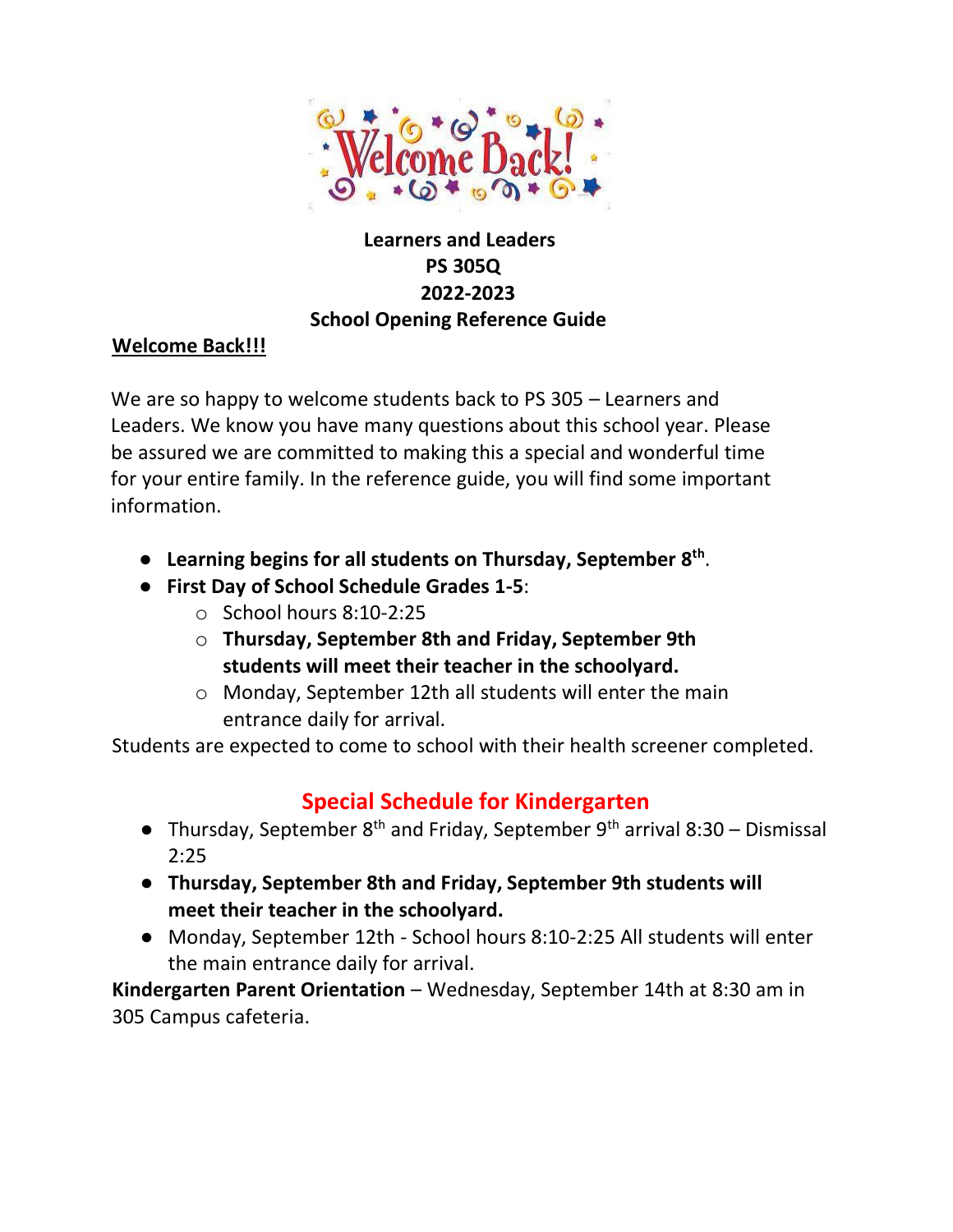**Learners and Leaders**
**PS 305Q**
**2022-2023**
**School Opening Reference Guide**

## Welcome Back!!!

We are so happy to welcome students back to PS 305 – Learners and Leaders. We know you have many questions about this school year. Please be assured we are committed to making this a special and wonderful time for your entire family. In the reference guide, you will find some important information.

- **Learning begins for all students on Thursday, September 8th**.
- **First Day of School Schedule Grades 1-5**:
  - School hours 8:10-2:25
  - **Thursday, September 8th and Friday, September 9th students will meet their teacher in the schoolyard.**
  - Monday, September 12th all students will enter the main entrance daily for arrival.

Students are expected to come to school with their health screener completed.

## Special Schedule for Kindergarten

- Thursday, September 8th and Friday, September 9th arrival 8:30 – Dismissal 2:25
- **Thursday, September 8th and Friday, September 9th students will meet their teacher in the schoolyard.**
- Monday, September 12th - School hours 8:10-2:25 All students will enter the main entrance daily for arrival.

**Kindergarten Parent Orientation** – Wednesday, September 14th at 8:30 am in 305 Campus cafeteria.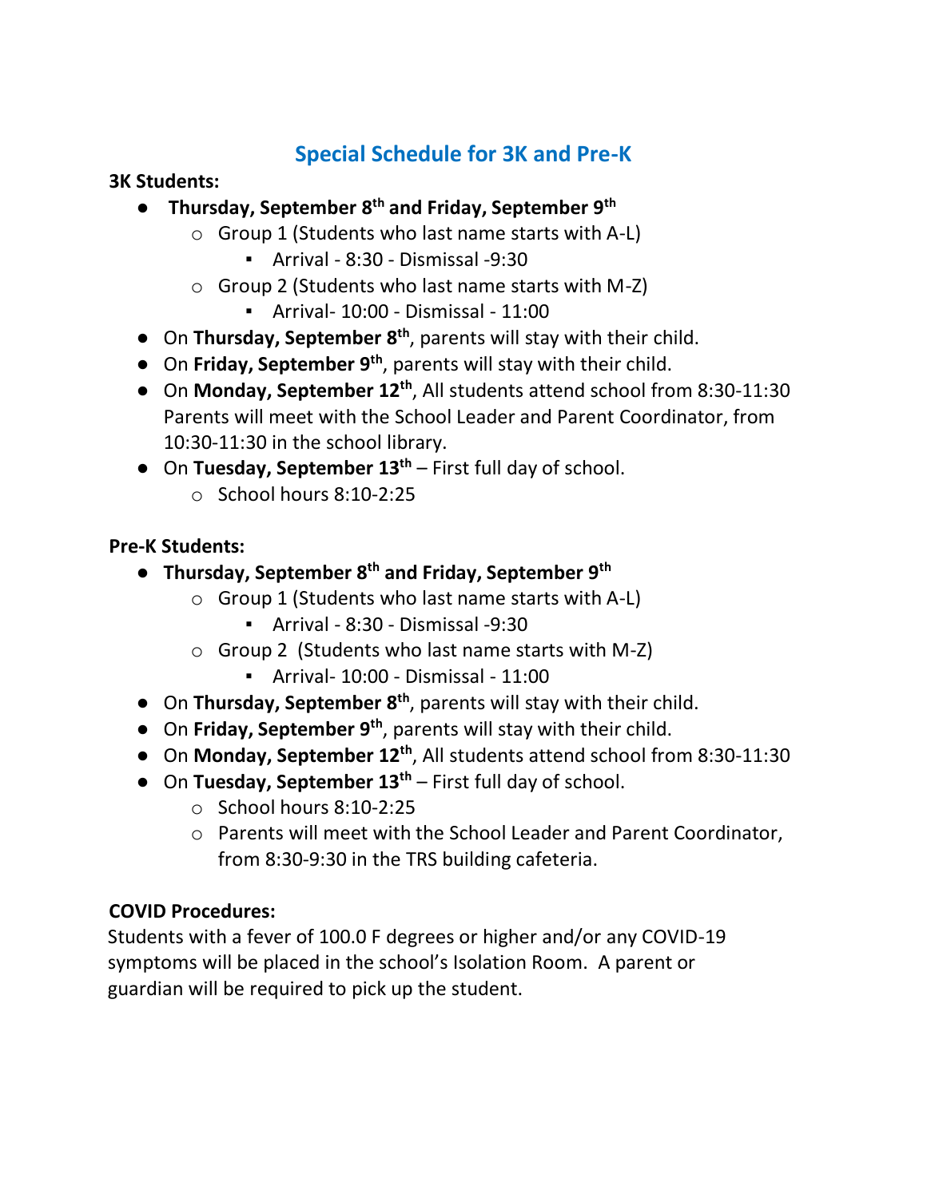## Special Schedule for 3K and Pre-K

**3K Students:**

- **Thursday, September 8th and Friday, September 9th**
  - Group 1 (Students who last name starts with A-L)
    - Arrival - 8:30 - Dismissal -9:30
  - Group 2 (Students who last name starts with M-Z)
    - Arrival- 10:00 - Dismissal - 11:00
- On **Thursday, September 8th**, parents will stay with their child.
- On **Friday, September 9th**, parents will stay with their child.
- On **Monday, September 12th**, All students attend school from 8:30-11:30 Parents will meet with the School Leader and Parent Coordinator, from 10:30-11:30 in the school library.
- On **Tuesday, September 13th** – First full day of school.
  - School hours 8:10-2:25

**Pre-K Students:**

- **Thursday, September 8th and Friday, September 9th**
  - Group 1 (Students who last name starts with A-L)
    - Arrival - 8:30 - Dismissal -9:30
  - Group 2 (Students who last name starts with M-Z)
    - Arrival- 10:00 - Dismissal - 11:00
- On **Thursday, September 8th**, parents will stay with their child.
- On **Friday, September 9th**, parents will stay with their child.
- On **Monday, September 12th**, All students attend school from 8:30-11:30
- On **Tuesday, September 13th** – First full day of school.
  - School hours 8:10-2:25
  - Parents will meet with the School Leader and Parent Coordinator, from 8:30-9:30 in the TRS building cafeteria.

**COVID Procedures:**

Students with a fever of 100.0 F degrees or higher and/or any COVID-19 symptoms will be placed in the school's Isolation Room. A parent or guardian will be required to pick up the student.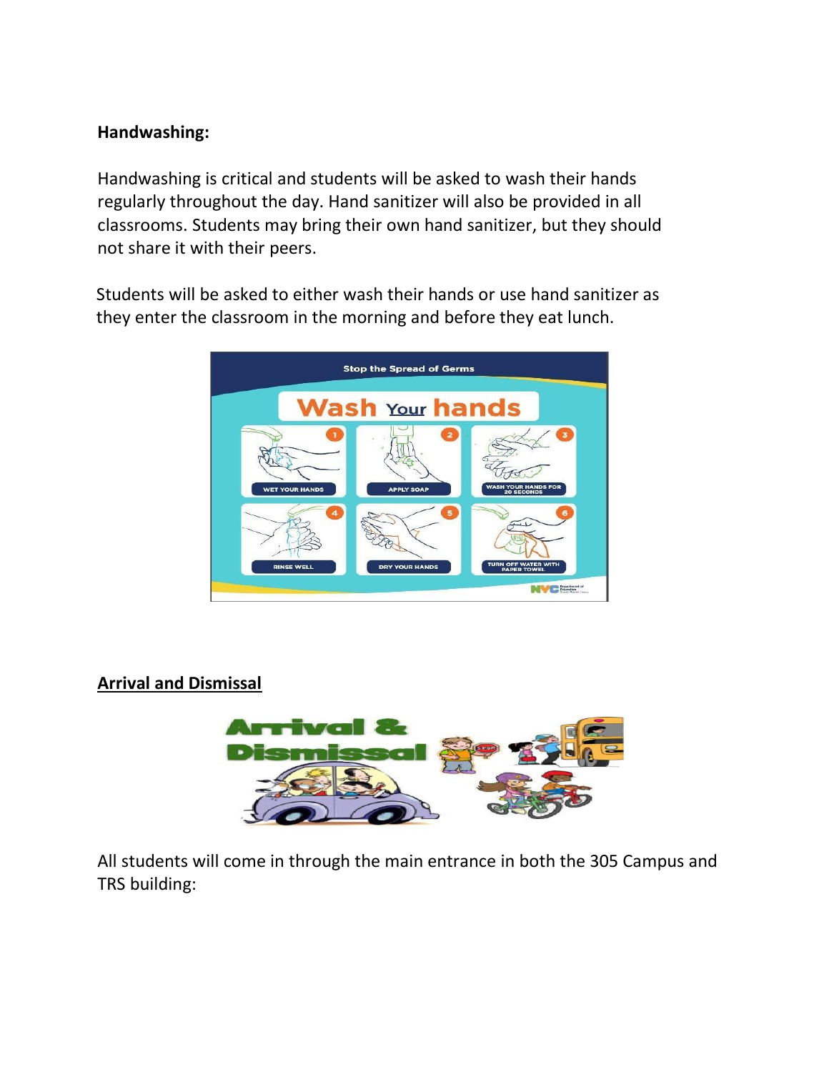**Handwashing:**

Handwashing is critical and students will be asked to wash their hands regularly throughout the day. Hand sanitizer will also be provided in all classrooms. Students may bring their own hand sanitizer, but they should not share it with their peers.

Students will be asked to either wash their hands or use hand sanitizer as they enter the classroom in the morning and before they eat lunch.

**<u>Arrival and Dismissal</u>**

All students will come in through the main entrance in both the 305 Campus and TRS building: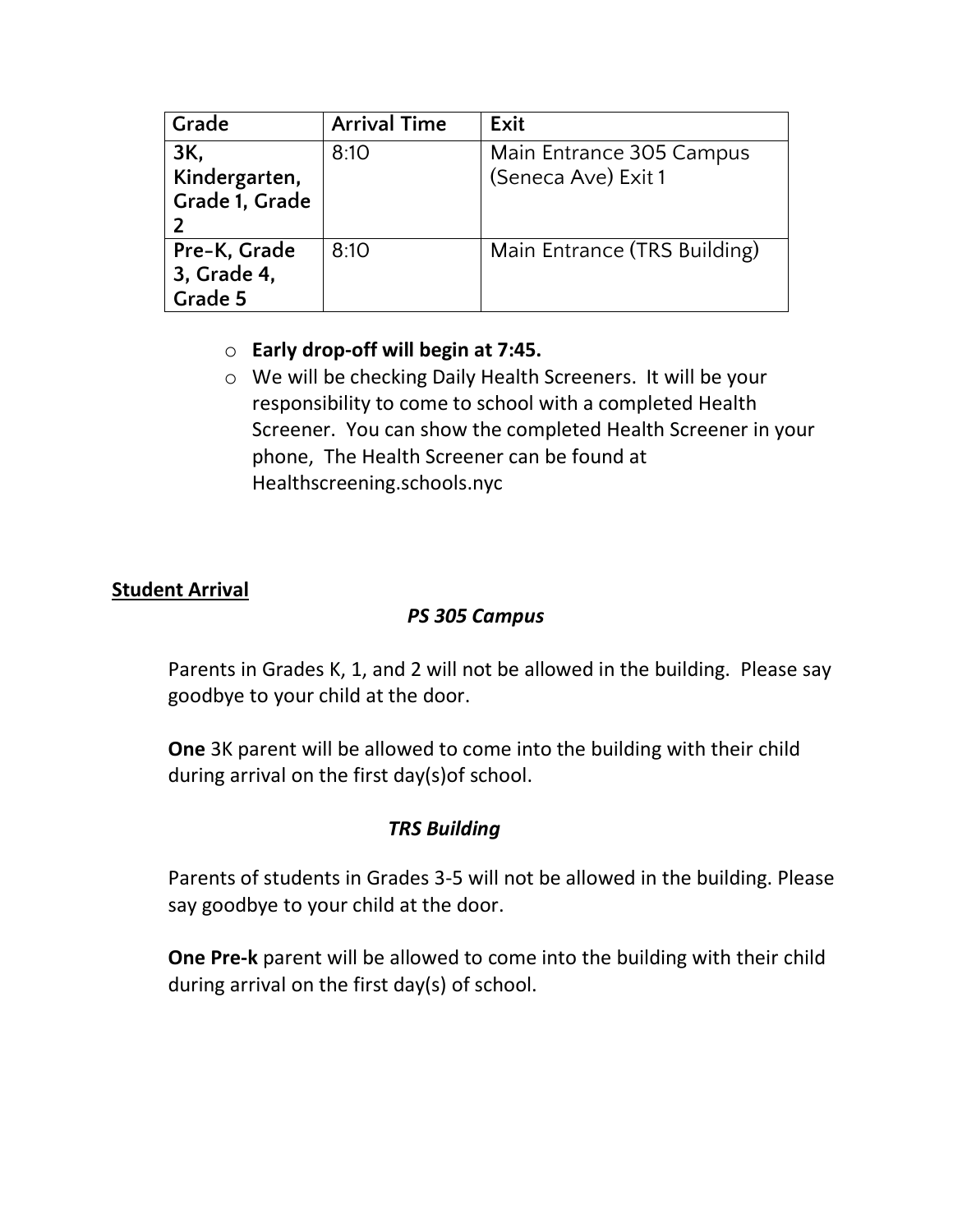| Grade | Arrival Time | Exit |
| --- | --- | --- |
| **3K, Kindergarten, Grade 1, Grade 2** | 8:10 | Main Entrance 305 Campus (Seneca Ave) Exit 1 |
| **Pre-K, Grade 3, Grade 4, Grade 5** | 8:10 | Main Entrance (TRS Building) |

- **Early drop-off will begin at 7:45.**
- We will be checking Daily Health Screeners. It will be your responsibility to come to school with a completed Health Screener. You can show the completed Health Screener in your phone, The Health Screener can be found at Healthscreening.schools.nyc

**<u>Student Arrival</u>**

***PS 305 Campus***

Parents in Grades K, 1, and 2 will not be allowed in the building. Please say goodbye to your child at the door.

**One** 3K parent will be allowed to come into the building with their child during arrival on the first day(s)of school.

***TRS Building***

Parents of students in Grades 3-5 will not be allowed in the building. Please say goodbye to your child at the door.

**One Pre-k** parent will be allowed to come into the building with their child during arrival on the first day(s) of school.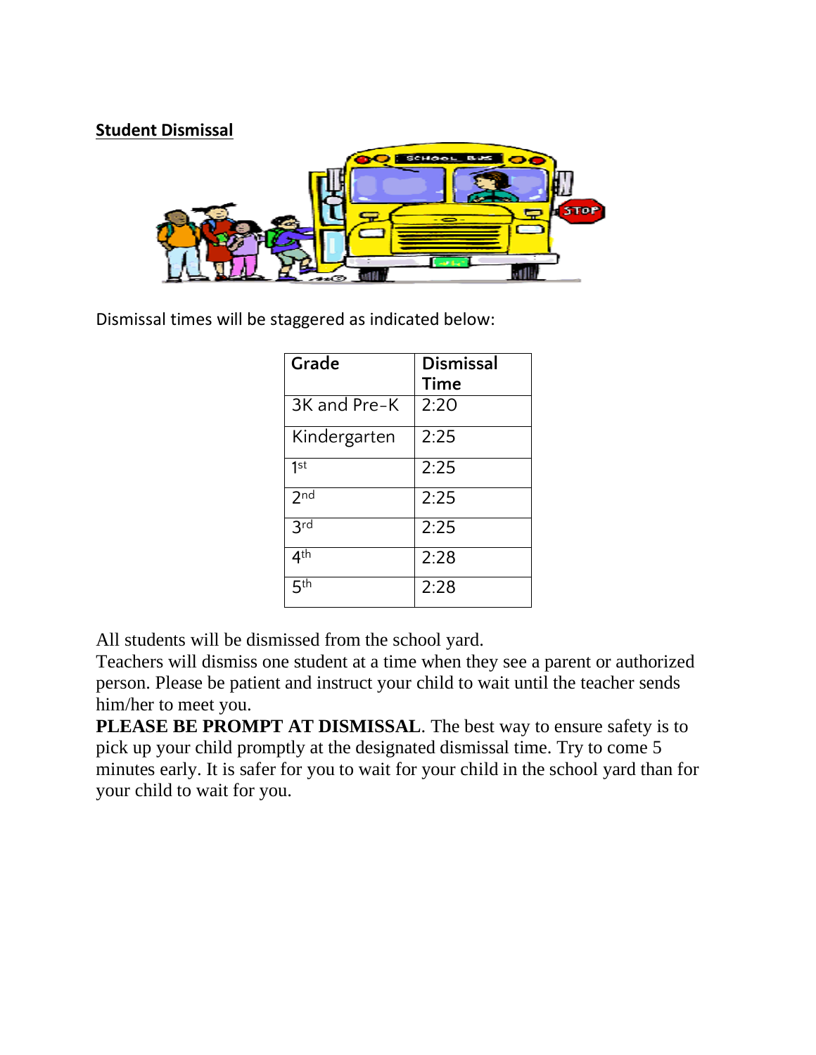## Student Dismissal

Dismissal times will be staggered as indicated below:

| Grade | Dismissal Time |
| --- | --- |
| 3K and Pre-K | 2:20 |
| Kindergarten | 2:25 |
| 1st | 2:25 |
| 2nd | 2:25 |
| 3rd | 2:25 |
| 4th | 2:28 |
| 5th | 2:28 |

All students will be dismissed from the school yard.
Teachers will dismiss one student at a time when they see a parent or authorized person. Please be patient and instruct your child to wait until the teacher sends him/her to meet you.
**PLEASE BE PROMPT AT DISMISSAL**. The best way to ensure safety is to pick up your child promptly at the designated dismissal time. Try to come 5 minutes early. It is safer for you to wait for your child in the school yard than for your child to wait for you.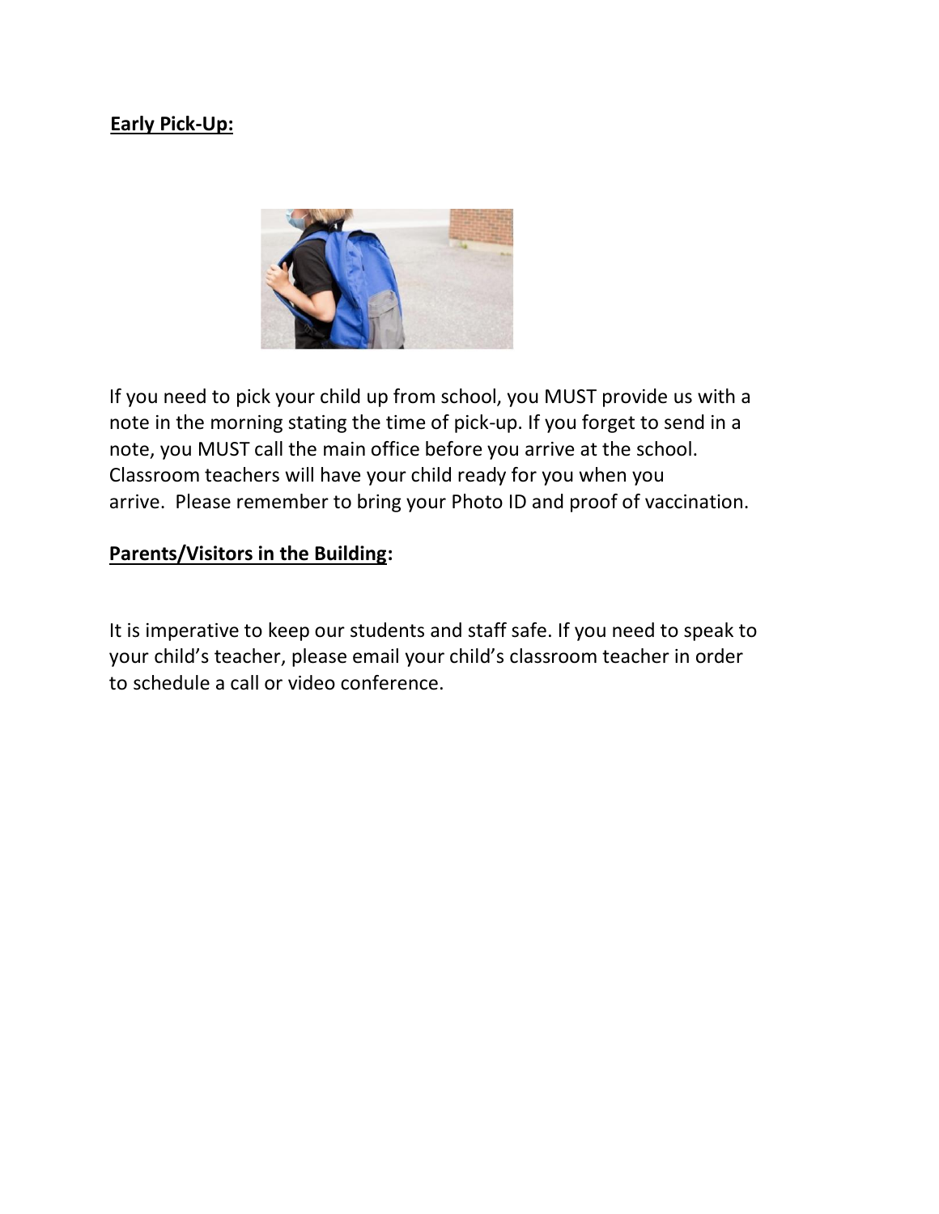**Early Pick-Up:**

If you need to pick your child up from school, you MUST provide us with a note in the morning stating the time of pick-up. If you forget to send in a note, you MUST call the main office before you arrive at the school. Classroom teachers will have your child ready for you when you arrive. Please remember to bring your Photo ID and proof of vaccination.

**Parents/Visitors in the Building:**

It is imperative to keep our students and staff safe. If you need to speak to your child's teacher, please email your child's classroom teacher in order to schedule a call or video conference.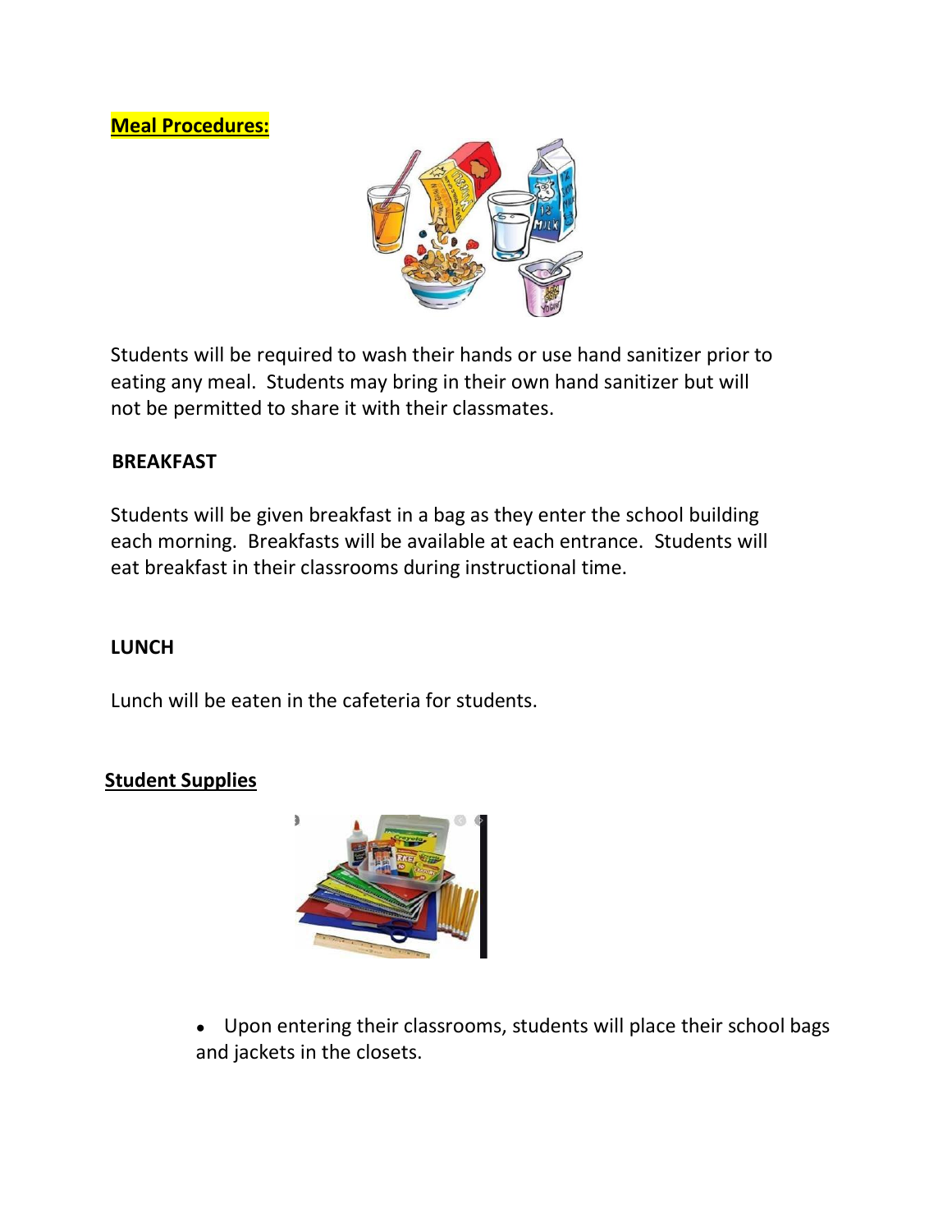**Meal Procedures:**

Students will be required to wash their hands or use hand sanitizer prior to eating any meal. Students may bring in their own hand sanitizer but will not be permitted to share it with their classmates.

**BREAKFAST**

Students will be given breakfast in a bag as they enter the school building each morning. Breakfasts will be available at each entrance. Students will eat breakfast in their classrooms during instructional time.

**LUNCH**

Lunch will be eaten in the cafeteria for students.

**Student Supplies**

- Upon entering their classrooms, students will place their school bags and jackets in the closets.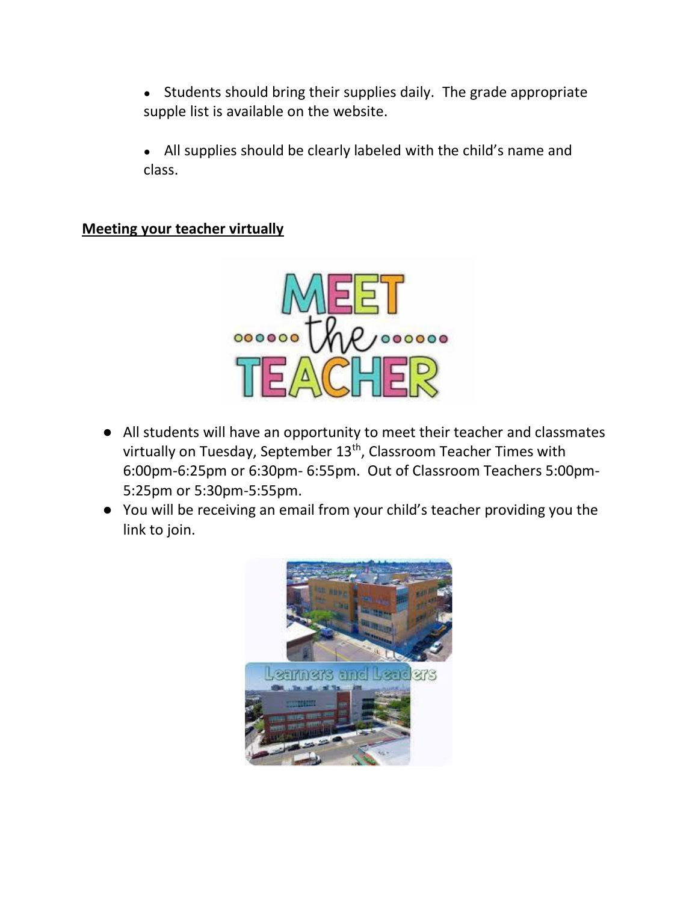- Students should bring their supplies daily. The grade appropriate supple list is available on the website.

- All supplies should be clearly labeled with the child's name and class.

**Meeting your teacher virtually**

- All students will have an opportunity to meet their teacher and classmates virtually on Tuesday, September 13th, Classroom Teacher Times with 6:00pm-6:25pm or 6:30pm- 6:55pm. Out of Classroom Teachers 5:00pm-5:25pm or 5:30pm-5:55pm.
- You will be receiving an email from your child's teacher providing you the link to join.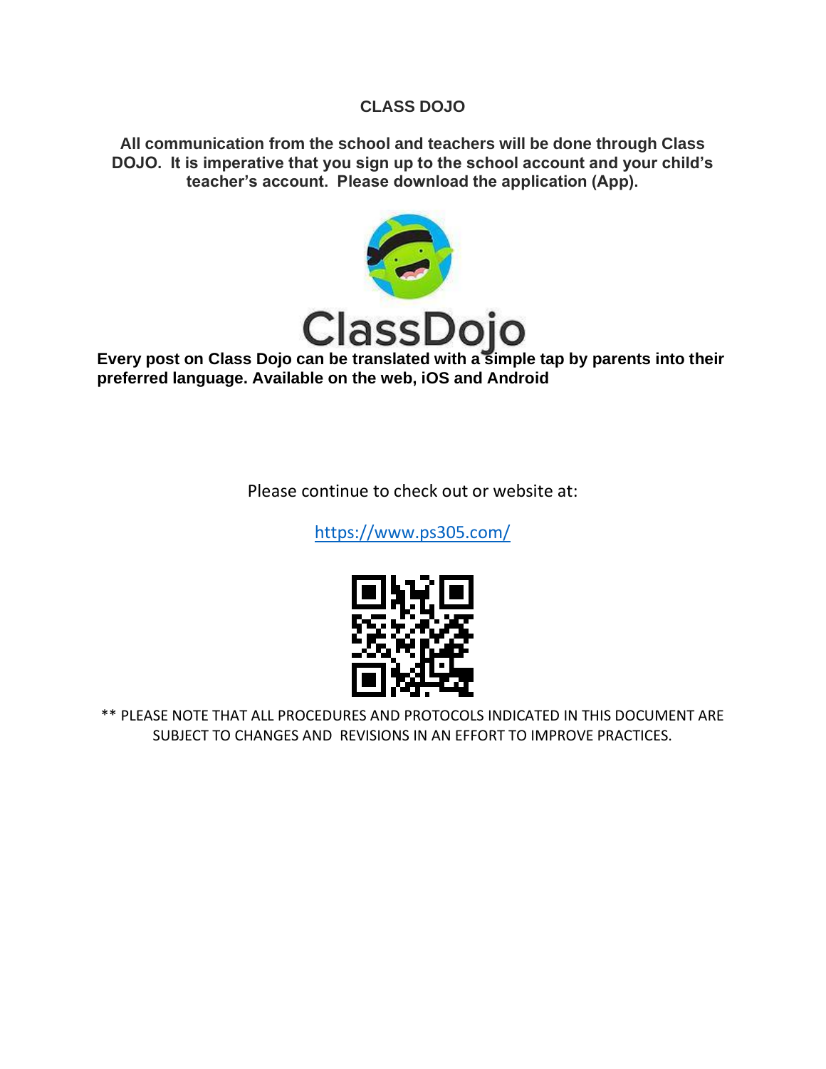## CLASS DOJO

**All communication from the school and teachers will be done through Class DOJO. It is imperative that you sign up to the school account and your child's teacher's account. Please download the application (App).**

**Every post on Class Dojo can be translated with a simple tap by parents into their preferred language. Available on the web, iOS and Android**

Please continue to check out or website at:

https://www.ps305.com/

** PLEASE NOTE THAT ALL PROCEDURES AND PROTOCOLS INDICATED IN THIS DOCUMENT ARE SUBJECT TO CHANGES AND REVISIONS IN AN EFFORT TO IMPROVE PRACTICES.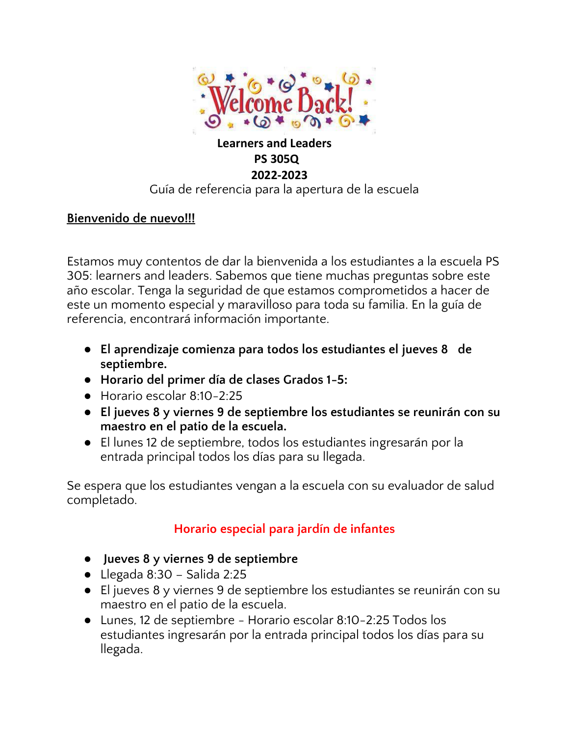**Learners and Leaders**
**PS 305Q**
**2022-2023**

Guía de referencia para la apertura de la escuela

## Bienvenido de nuevo!!!

Estamos muy contentos de dar la bienvenida a los estudiantes a la escuela PS 305: learners and leaders. Sabemos que tiene muchas preguntas sobre este año escolar. Tenga la seguridad de que estamos comprometidos a hacer de este un momento especial y maravilloso para toda su familia. En la guía de referencia, encontrará información importante.

- **El aprendizaje comienza para todos los estudiantes el jueves 8 de septiembre.**
- **Horario del primer día de clases Grados 1-5:**
- Horario escolar 8:10-2:25
- **El jueves 8 y viernes 9 de septiembre los estudiantes se reunirán con su maestro en el patio de la escuela.**
- El lunes 12 de septiembre, todos los estudiantes ingresarán por la entrada principal todos los días para su llegada.

Se espera que los estudiantes vengan a la escuela con su evaluador de salud completado.

### Horario especial para jardín de infantes

- **Jueves 8 y viernes 9 de septiembre**
- Llegada 8:30 – Salida 2:25
- El jueves 8 y viernes 9 de septiembre los estudiantes se reunirán con su maestro en el patio de la escuela.
- Lunes, 12 de septiembre - Horario escolar 8:10-2:25 Todos los estudiantes ingresarán por la entrada principal todos los días para su llegada.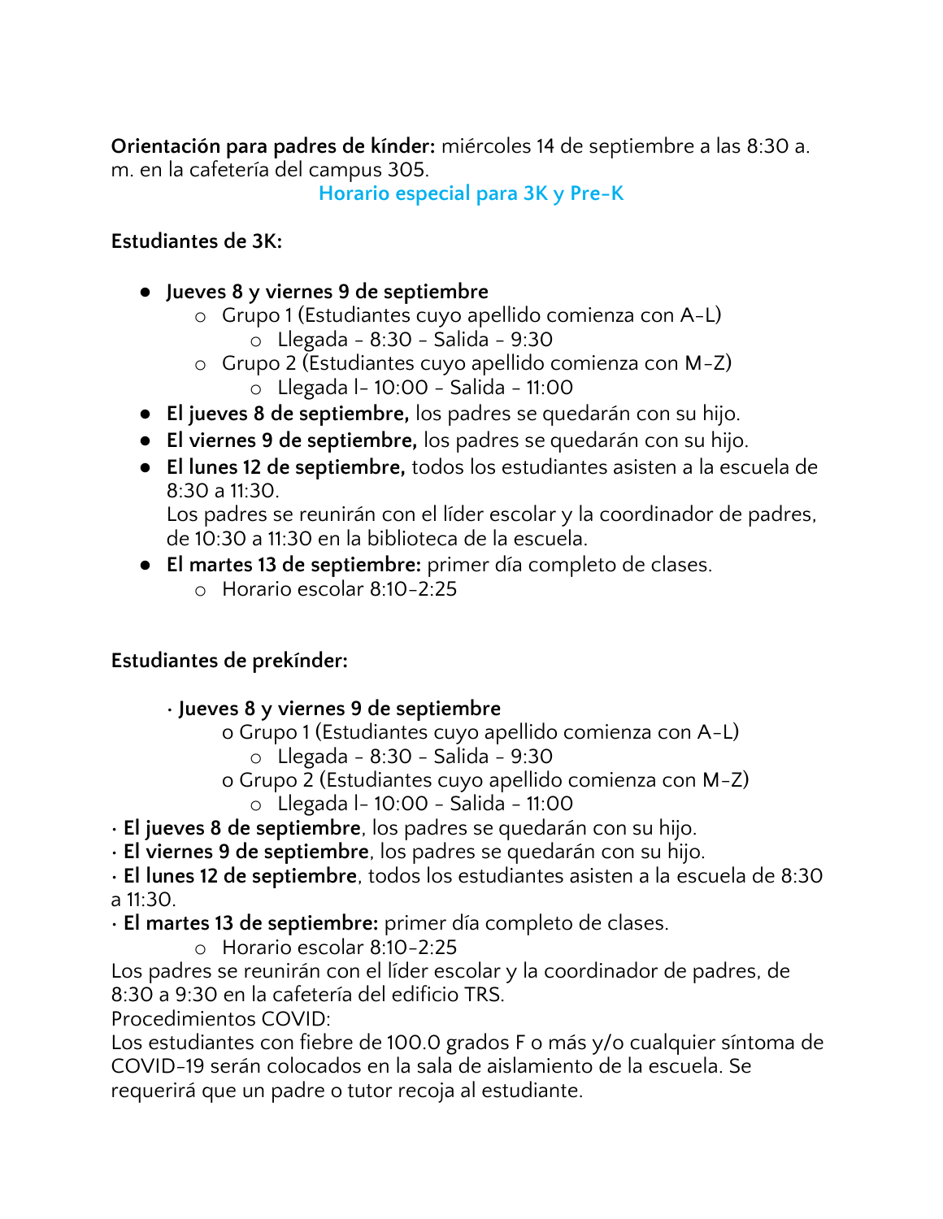**Orientación para padres de kínder:** miércoles 14 de septiembre a las 8:30 a. m. en la cafetería del campus 305.

## Horario especial para 3K y Pre-K

**Estudiantes de 3K:**

- **Jueves 8 y viernes 9 de septiembre**
  - Grupo 1 (Estudiantes cuyo apellido comienza con A-L)
    - Llegada - 8:30 - Salida - 9:30
  - Grupo 2 (Estudiantes cuyo apellido comienza con M-Z)
    - Llegada l- 10:00 - Salida - 11:00
- **El jueves 8 de septiembre,** los padres se quedarán con su hijo.
- **El viernes 9 de septiembre,** los padres se quedarán con su hijo.
- **El lunes 12 de septiembre,** todos los estudiantes asisten a la escuela de 8:30 a 11:30.
  Los padres se reunirán con el líder escolar y la coordinador de padres, de 10:30 a 11:30 en la biblioteca de la escuela.
- **El martes 13 de septiembre:** primer día completo de clases.
  - Horario escolar 8:10-2:25

**Estudiantes de prekínder:**

- **Jueves 8 y viernes 9 de septiembre**
  - Grupo 1 (Estudiantes cuyo apellido comienza con A-L)
    - Llegada - 8:30 - Salida - 9:30
  - Grupo 2 (Estudiantes cuyo apellido comienza con M-Z)
    - Llegada l- 10:00 - Salida - 11:00
- **El jueves 8 de septiembre**, los padres se quedarán con su hijo.
- **El viernes 9 de septiembre**, los padres se quedarán con su hijo.
- **El lunes 12 de septiembre**, todos los estudiantes asisten a la escuela de 8:30 a 11:30.
- **El martes 13 de septiembre:** primer día completo de clases.
  - Horario escolar 8:10-2:25

Los padres se reunirán con el líder escolar y la coordinador de padres, de 8:30 a 9:30 en la cafetería del edificio TRS.

Procedimientos COVID:

Los estudiantes con fiebre de 100.0 grados F o más y/o cualquier síntoma de COVID-19 serán colocados en la sala de aislamiento de la escuela. Se requerirá que un padre o tutor recoja al estudiante.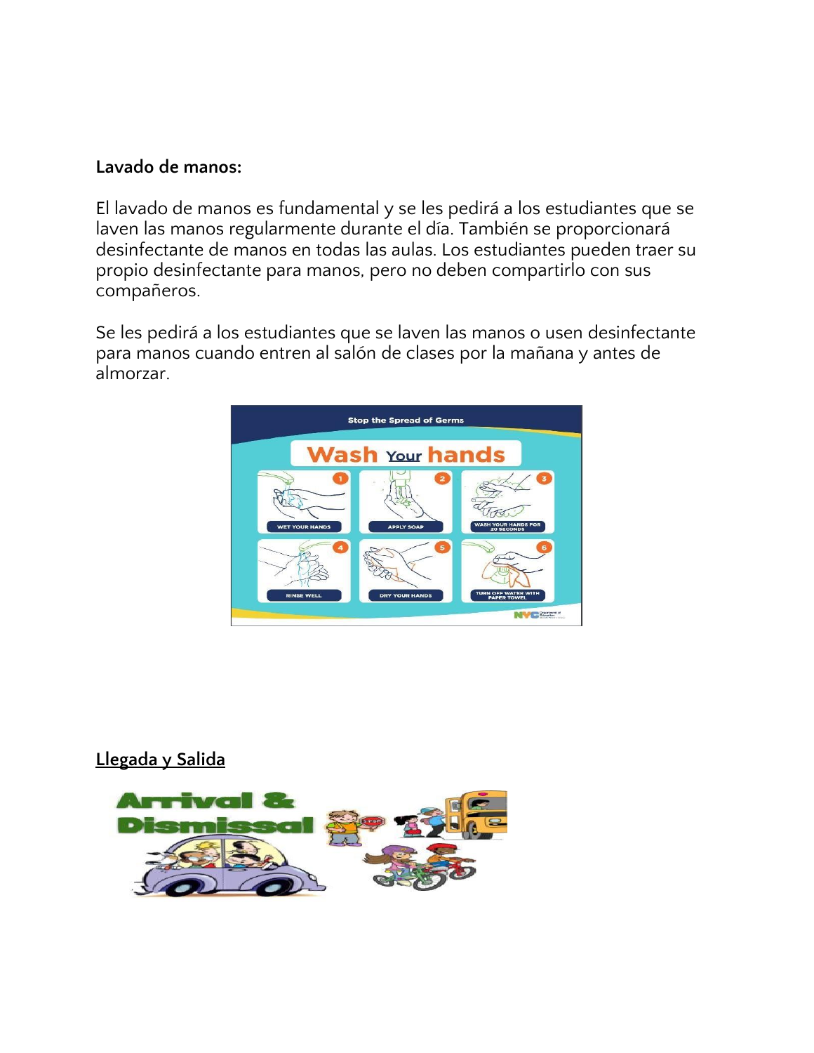**Lavado de manos:**

El lavado de manos es fundamental y se les pedirá a los estudiantes que se laven las manos regularmente durante el día. También se proporcionará desinfectante de manos en todas las aulas. Los estudiantes pueden traer su propio desinfectante para manos, pero no deben compartirlo con sus compañeros.

Se les pedirá a los estudiantes que se laven las manos o usen desinfectante para manos cuando entren al salón de clases por la mañana y antes de almorzar.

**Llegada y Salida**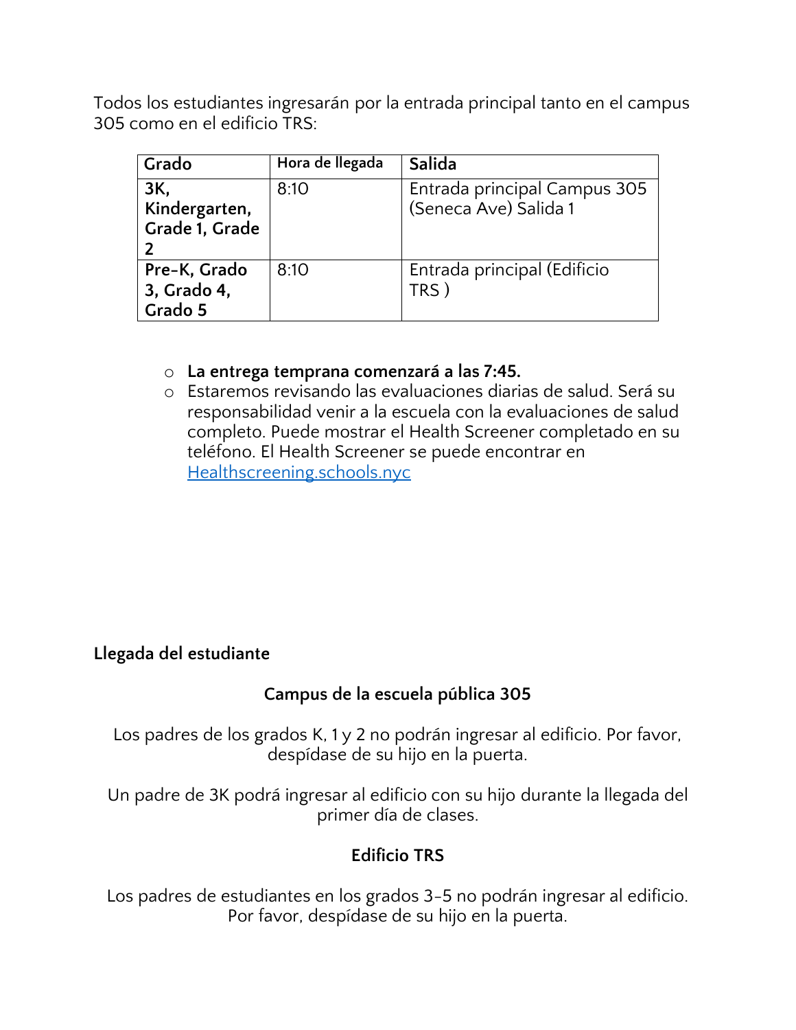Todos los estudiantes ingresarán por la entrada principal tanto en el campus 305 como en el edificio TRS:

| Grado | Hora de llegada | Salida |
|---|---|---|
| **3K, Kindergarten, Grade 1, Grade 2** | 8:10 | Entrada principal Campus 305 (Seneca Ave) Salida 1 |
| **Pre-K, Grado 3, Grado 4, Grado 5** | 8:10 | Entrada principal (Edificio TRS ) |

- **La entrega temprana comenzará a las 7:45.**
- Estaremos revisando las evaluaciones diarias de salud. Será su responsabilidad venir a la escuela con la evaluaciones de salud completo. Puede mostrar el Health Screener completado en su teléfono. El Health Screener se puede encontrar en [Healthscreening.schools.nyc](Healthscreening.schools.nyc)

**Llegada del estudiante**

**Campus de la escuela pública 305**

Los padres de los grados K, 1 y 2 no podrán ingresar al edificio. Por favor, despídase de su hijo en la puerta.

Un padre de 3K podrá ingresar al edificio con su hijo durante la llegada del primer día de clases.

**Edificio TRS**

Los padres de estudiantes en los grados 3-5 no podrán ingresar al edificio. Por favor, despídase de su hijo en la puerta.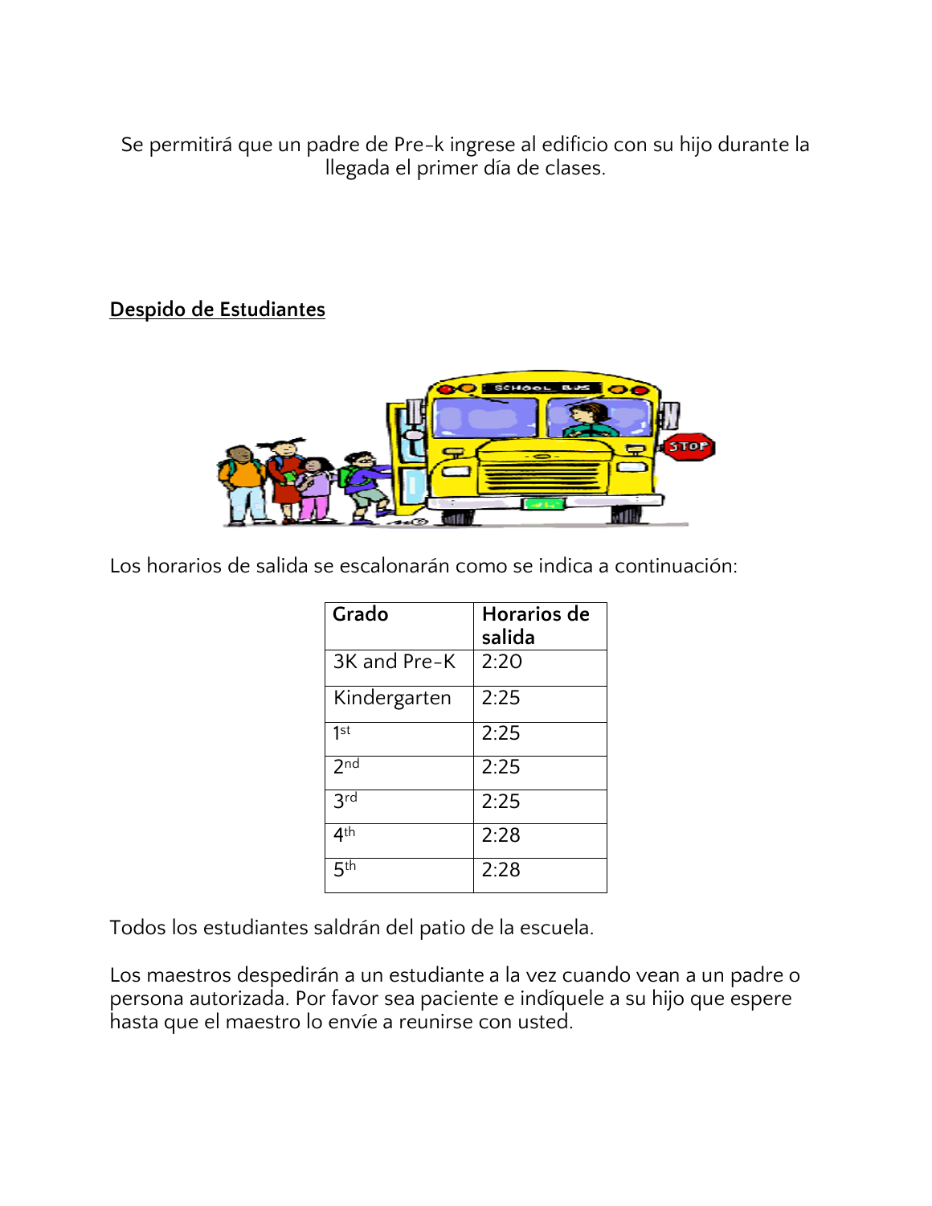Se permitirá que un padre de Pre-k ingrese al edificio con su hijo durante la llegada el primer día de clases.

**Despido de Estudiantes**

Los horarios de salida se escalonarán como se indica a continuación:

| Grado | Horarios de salida |
|---|---|
| 3K and Pre-K | 2:20 |
| Kindergarten | 2:25 |
| 1st | 2:25 |
| 2nd | 2:25 |
| 3rd | 2:25 |
| 4th | 2:28 |
| 5th | 2:28 |

Todos los estudiantes saldrán del patio de la escuela.

Los maestros despedirán a un estudiante a la vez cuando vean a un padre o persona autorizada. Por favor sea paciente e indíquele a su hijo que espere hasta que el maestro lo envíe a reunirse con usted.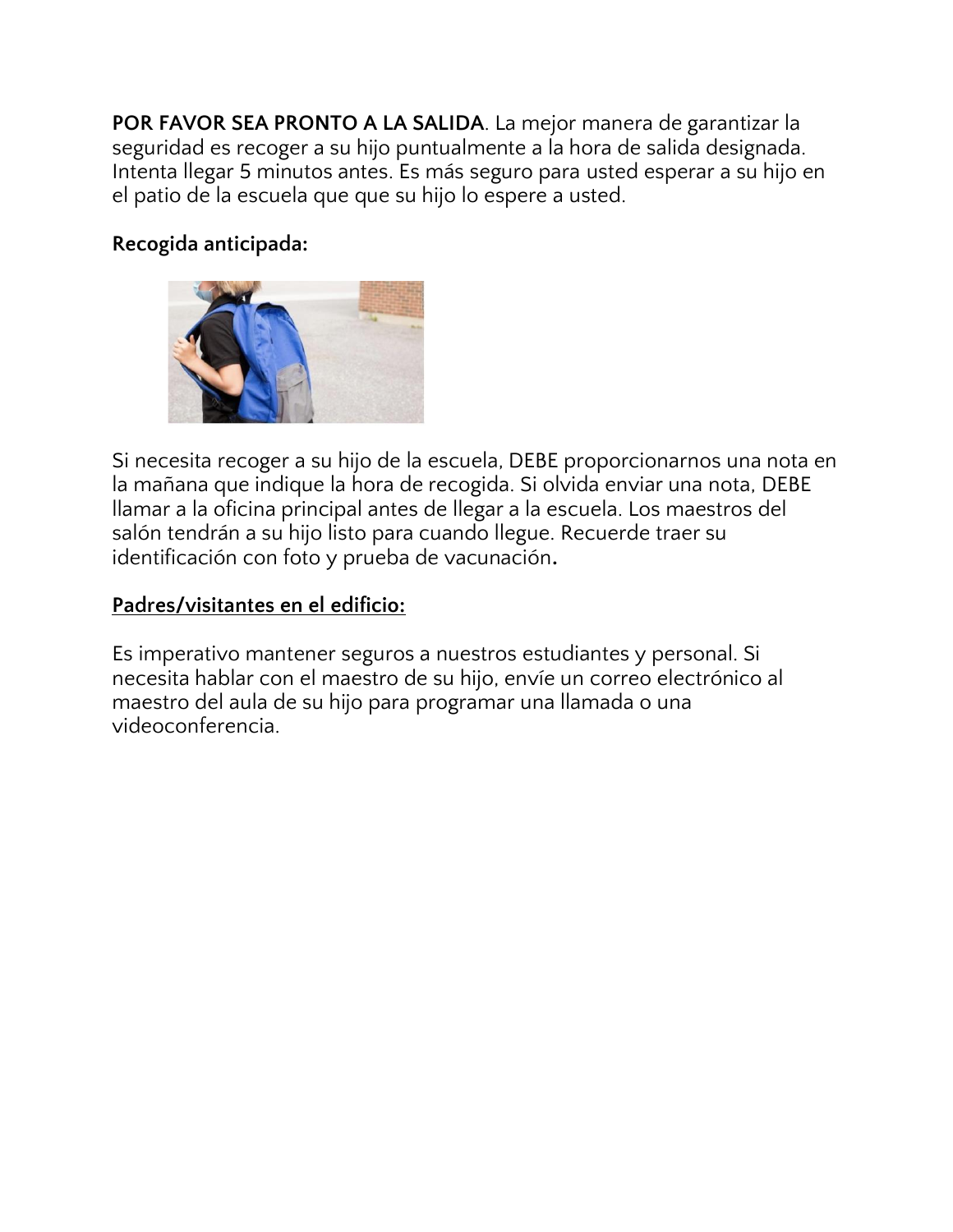**POR FAVOR SEA PRONTO A LA SALIDA**. La mejor manera de garantizar la seguridad es recoger a su hijo puntualmente a la hora de salida designada. Intenta llegar 5 minutos antes. Es más seguro para usted esperar a su hijo en el patio de la escuela que que su hijo lo espere a usted.

**Recogida anticipada:**

Si necesita recoger a su hijo de la escuela, DEBE proporcionarnos una nota en la mañana que indique la hora de recogida. Si olvida enviar una nota, DEBE llamar a la oficina principal antes de llegar a la escuela. Los maestros del salón tendrán a su hijo listo para cuando llegue. Recuerde traer su identificación con foto y prueba de vacunación**.**

**Padres/visitantes en el edificio:**

Es imperativo mantener seguros a nuestros estudiantes y personal. Si necesita hablar con el maestro de su hijo, envíe un correo electrónico al maestro del aula de su hijo para programar una llamada o una videoconferencia.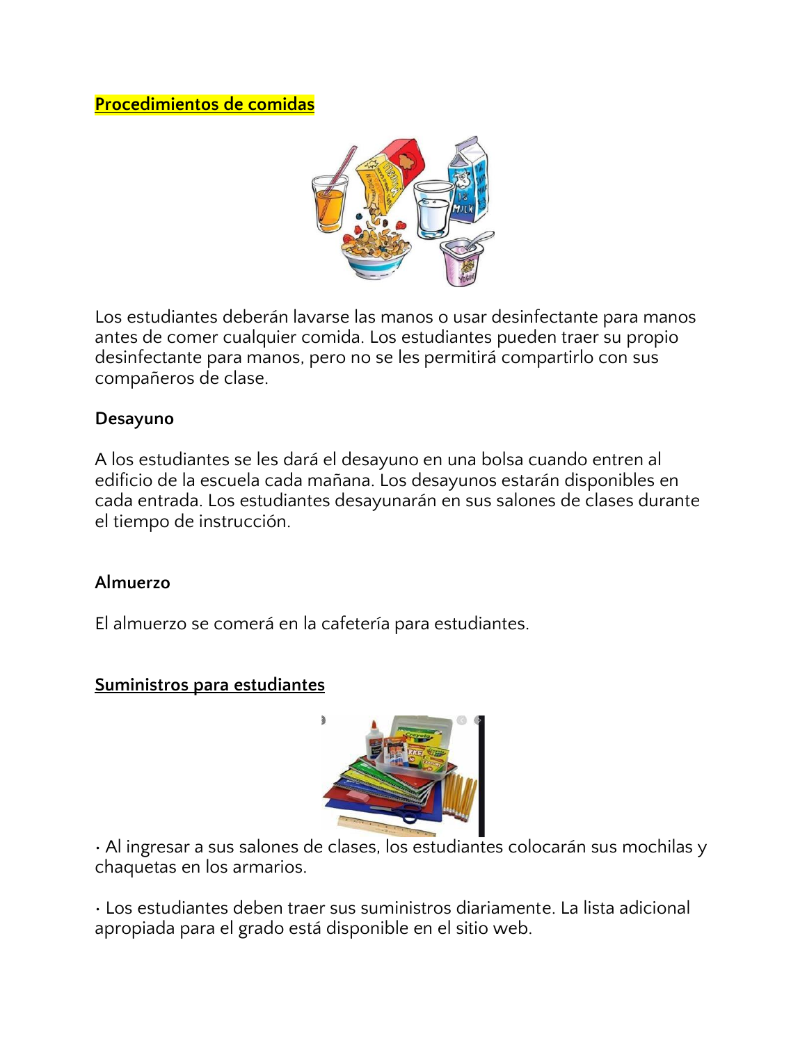## Procedimientos de comidas

Los estudiantes deberán lavarse las manos o usar desinfectante para manos antes de comer cualquier comida. Los estudiantes pueden traer su propio desinfectante para manos, pero no se les permitirá compartirlo con sus compañeros de clase.

### Desayuno

A los estudiantes se les dará el desayuno en una bolsa cuando entren al edificio de la escuela cada mañana. Los desayunos estarán disponibles en cada entrada. Los estudiantes desayunarán en sus salones de clases durante el tiempo de instrucción.

### Almuerzo

El almuerzo se comerá en la cafetería para estudiantes.

## Suministros para estudiantes

- Al ingresar a sus salones de clases, los estudiantes colocarán sus mochilas y chaquetas en los armarios.

- Los estudiantes deben traer sus suministros diariamente. La lista adicional apropiada para el grado está disponible en el sitio web.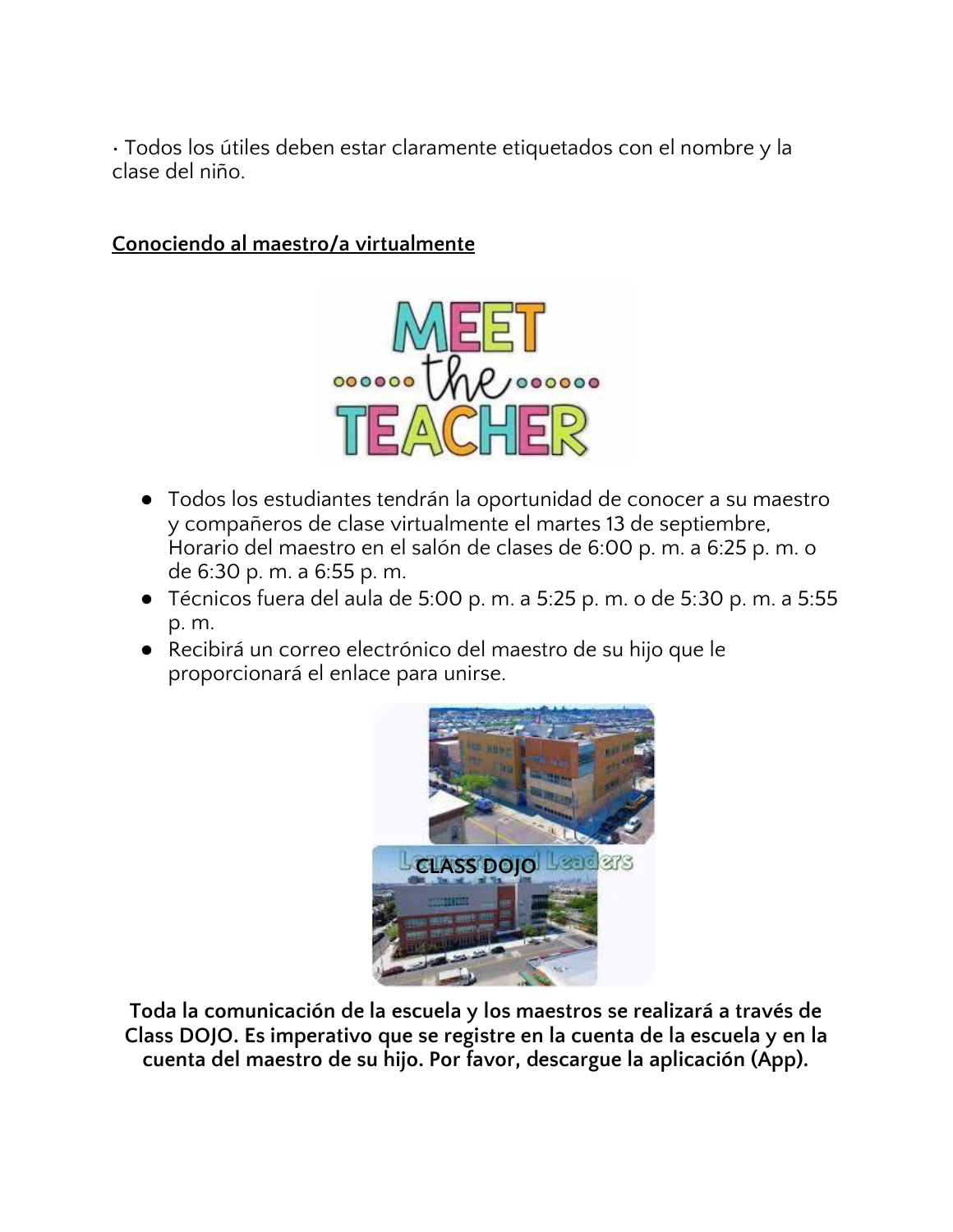· Todos los útiles deben estar claramente etiquetados con el nombre y la clase del niño.

## Conociendo al maestro/a virtualmente

- Todos los estudiantes tendrán la oportunidad de conocer a su maestro y compañeros de clase virtualmente el martes 13 de septiembre, Horario del maestro en el salón de clases de 6:00 p. m. a 6:25 p. m. o de 6:30 p. m. a 6:55 p. m.
- Técnicos fuera del aula de 5:00 p. m. a 5:25 p. m. o de 5:30 p. m. a 5:55 p. m.
- Recibirá un correo electrónico del maestro de su hijo que le proporcionará el enlace para unirse.

CLASS DOJO

**Toda la comunicación de la escuela y los maestros se realizará a través de Class DOJO. Es imperativo que se registre en la cuenta de la escuela y en la cuenta del maestro de su hijo. Por favor, descargue la aplicación (App).**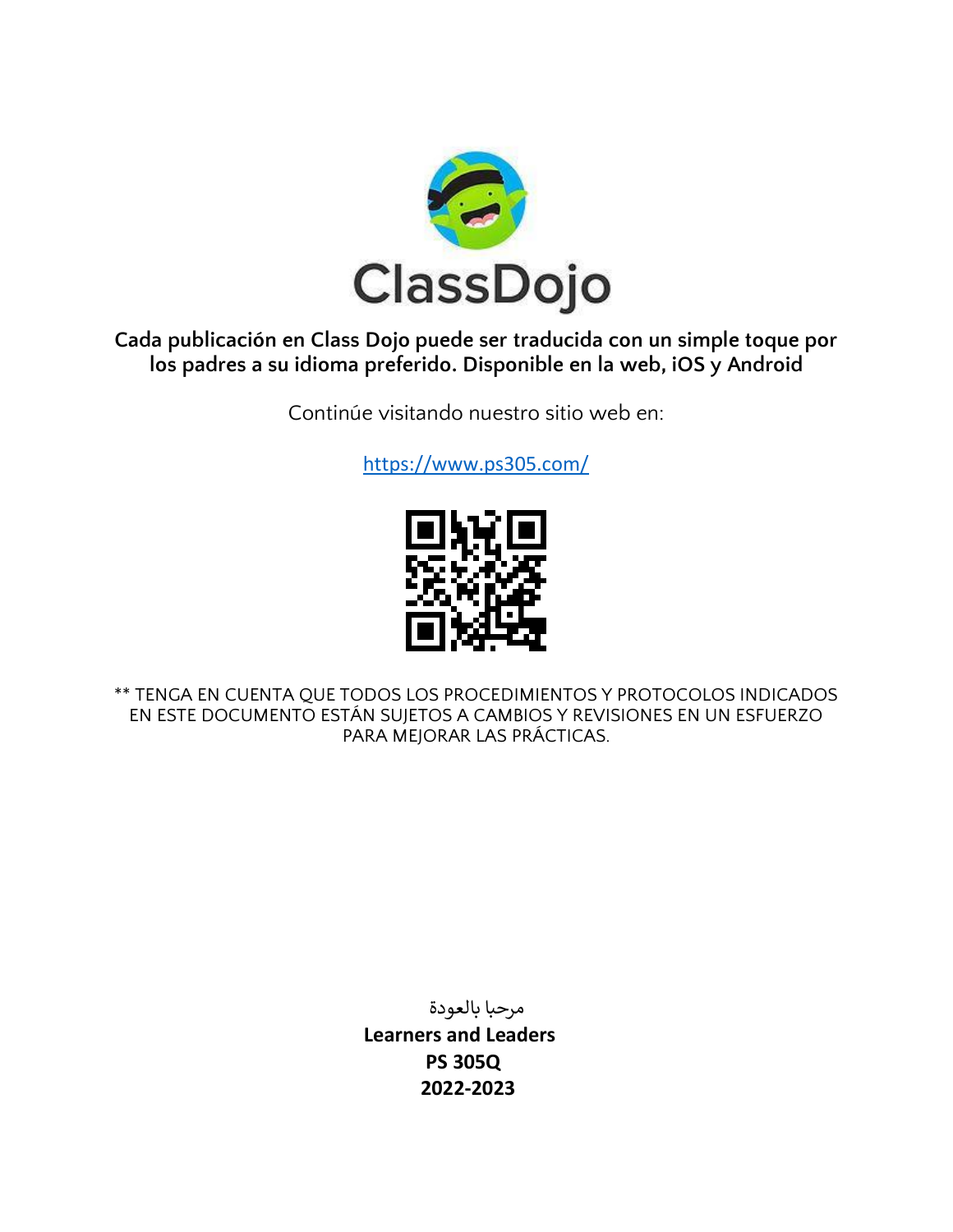ClassDojo

**Cada publicación en Class Dojo puede ser traducida con un simple toque por los padres a su idioma preferido. Disponible en la web, iOS y Android**

Continúe visitando nuestro sitio web en:

https://www.ps305.com/

** TENGA EN CUENTA QUE TODOS LOS PROCEDIMIENTOS Y PROTOCOLOS INDICADOS EN ESTE DOCUMENTO ESTÁN SUJETOS A CAMBIOS Y REVISIONES EN UN ESFUERZO PARA MEJORAR LAS PRÁCTICAS.

مرحبا بالعودة

**Learners and Leaders**

**PS 305Q**

**2022-2023**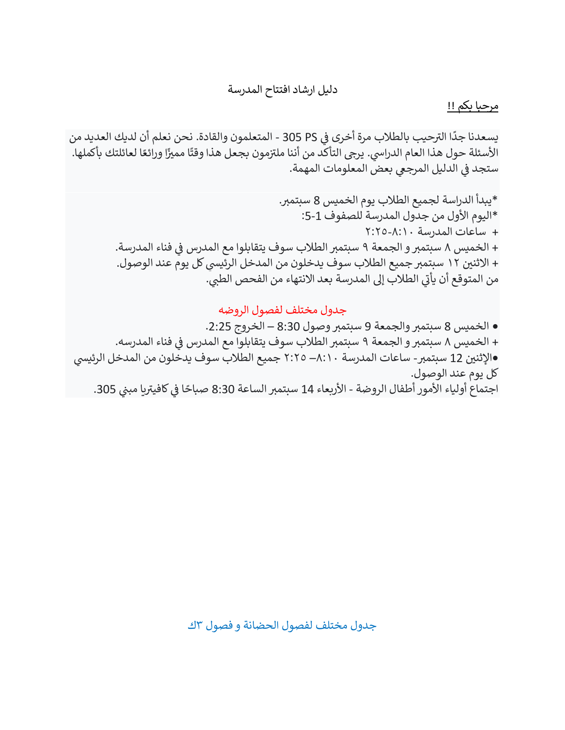دليل ارشاد افتتاح المدرسة

مرحبا بكم !!

يسعدنا جدًا الترحيب بالطلاب مرة أخرى في PS 305 - المتعلمون والقادة. نحن نعلم أن لديك العديد من الأسئلة حول هذا العام الدراسي. يرجى التأكد من أننا ملتزمون بجعل هذا وقتًا مميزًا ورائعًا لعائلتك بأكملها. ستجد في الدليل المرجعي بعض المعلومات المهمة.

*يبدأ الدراسة لجميع الطلاب يوم الخميس 8 سبتمبر.
*اليوم الأول من جدول المدرسة للصفوف 1-5:
+ ساعات المدرسة ٨:١٠-٢:٢٥
+ الخميس ٨ سبتمبر و الجمعة ٩ سبتمبر الطلاب سوف يتقابلوا مع المدرس في فناء المدرسة.
+ الاثنين ١٢ سبتمبر جميع الطلاب سوف يدخلون من المدخل الرئيسي كل يوم عند الوصول.
من المتوقع أن يأتي الطلاب إلى المدرسة بعد الانتهاء من الفحص الطبي.

جدول مختلف لفصول الروضه

- الخميس 8 سبتمبر والجمعة ٩ سبتمبر وصول 8:30 – الخروج 2:25.

+ الخميس ٨ سبتمبر و الجمعة ٩ سبتمبر الطلاب سوف يتقابلوا مع المدرس في فناء المدرسه.

- الإثنين 12 سبتمبر- ساعات المدرسة ٨:١٠– ٢:٢٥ جميع الطلاب سوف يدخلون من المدخل الرئيسي كل يوم عند الوصول.

اجتماع أولياء الأمور أطفال الروضة - الأربعاء 14 سبتمبر الساعة 8:30 صباحًا في كافيتريا مبني 305.

جدول مختلف لفصول الحضانة و فصول ٣ك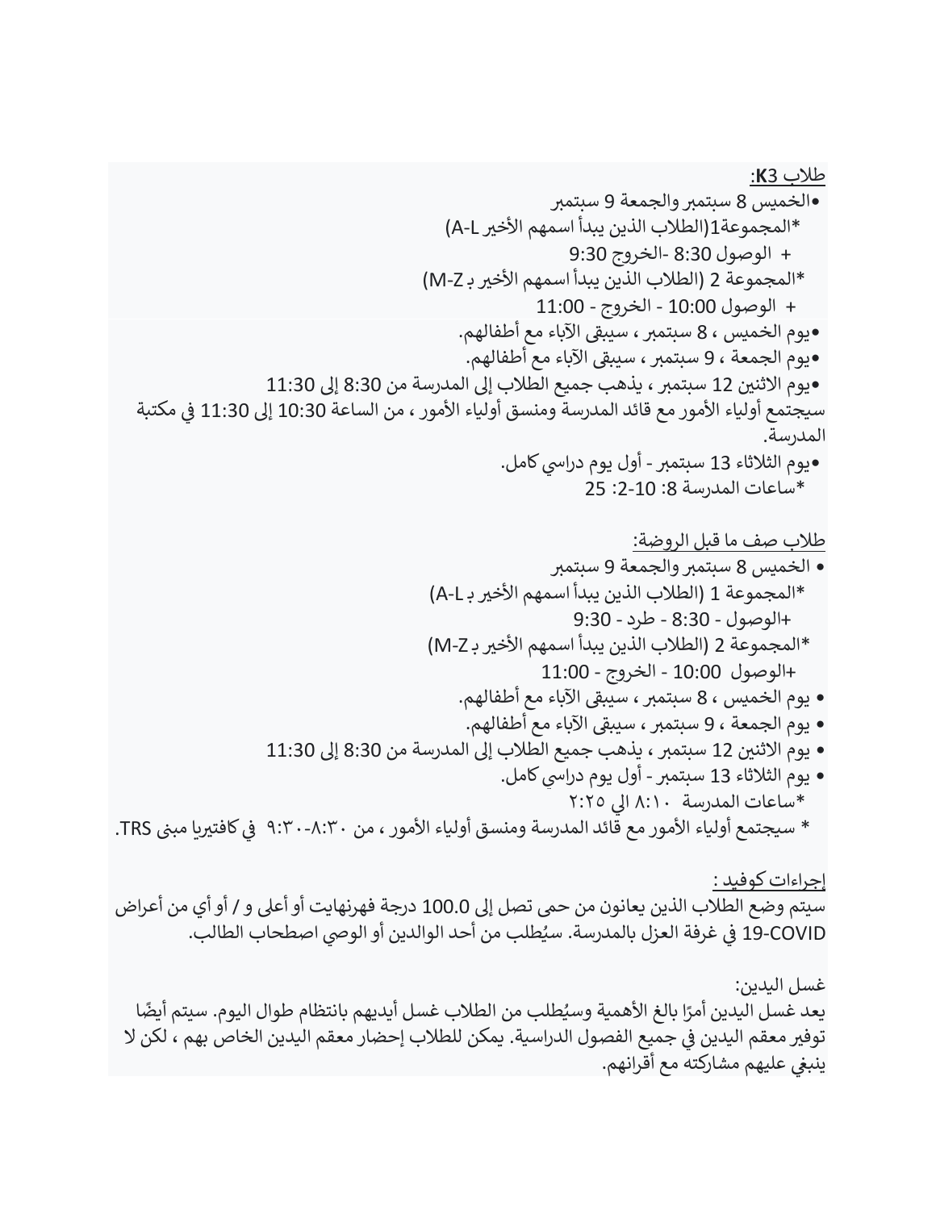طلاب **K3**:

•الخميس 8 سبتمبر والجمعة 9 سبتمبر

*المجموعة1(الطلاب الذين يبدأ اسمهم الأخير A-L)

+ الوصول 8:30 -الخروج 9:30

*المجموعة 2 (الطلاب الذين يبدأ اسمهم الأخير بـ M-Z)

+ الوصول 10:00 - الخروج - 11:00

•يوم الخميس ، 8 سبتمبر ، سيبقى الآباء مع أطفالهم.

•يوم الجمعة ، 9 سبتمبر ، سيبقى الآباء مع أطفالهم.

•يوم الاثنين 12 سبتمبر ، يذهب جميع الطلاب إلى المدرسة من 8:30 إلى 11:30

سيجتمع أولياء الأمور مع قائد المدرسة ومنسق أولياء الأمور ، من الساعة 10:30 إلى 11:30 في مكتبة المدرسة.

•يوم الثلاثاء 13 سبتمبر - أول يوم دراسي كامل.

*ساعات المدرسة 8: 10-2: 25

طلاب صف ما قبل الروضة:

- الخميس 8 سبتمبر والجمعة 9 سبتمبر

*المجموعة 1 (الطلاب الذين يبدأ اسمهم الأخير بـ A-L)

+الوصول - 8:30 - طرد - 9:30

*المجموعة 2 (الطلاب الذين يبدأ اسمهم الأخير بـ M-Z)

+الوصول 10:00 - الخروج - 11:00

- يوم الخميس ، 8 سبتمبر ، سيبقى الآباء مع أطفالهم.
- يوم الجمعة ، 9 سبتمبر ، سيبقى الآباء مع أطفالهم.
- يوم الاثنين 12 سبتمبر ، يذهب جميع الطلاب إلى المدرسة من 8:30 إلى 11:30
- يوم الثلاثاء 13 سبتمبر - أول يوم دراسي كامل.

*ساعات المدرسة ٨:١٠ الي ٢:٢٥

* سيجتمع أولياء الأمور مع قائد المدرسة ومنسق أولياء الأمور ، من ٨:٣٠-٩:٣٠ في كافتيريا مبنى TRS.

إجراءات كوفيد :

سيتم وضع الطلاب الذين يعانون من حمى تصل إلى 100.0 درجة فهرنهايت أو أعلى و / أو أي من أعراض COVID-19 في غرفة العزل بالمدرسة. سيُطلب من أحد الوالدين أو الوصي اصطحاب الطالب.

غسل اليدين:

يعد غسل اليدين أمرًا بالغ الأهمية وسيُطلب من الطلاب غسل أيديهم بانتظام طوال اليوم. سيتم أيضًا توفير معقم اليدين في جميع الفصول الدراسية. يمكن للطلاب إحضار معقم اليدين الخاص بهم ، لكن لا ينبغي عليهم مشاركته مع أقرانهم.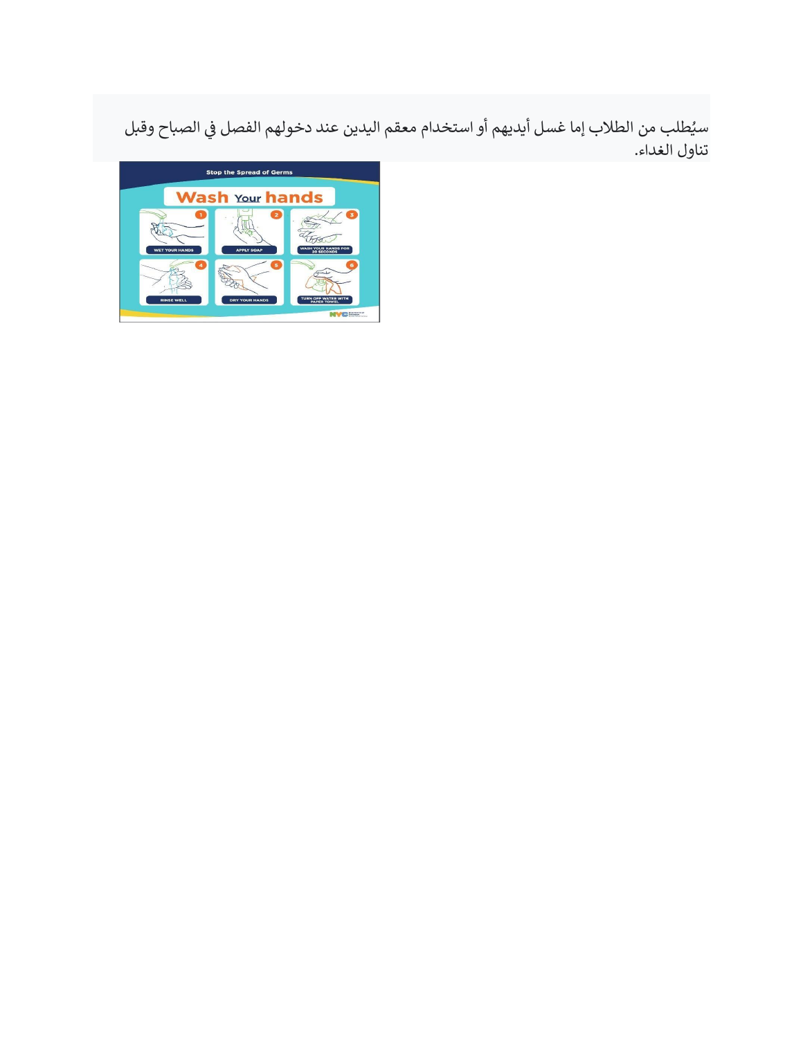سيُطلب من الطلاب إما غسل أيديهم أو استخدام معقم اليدين عند دخولهم الفصل في الصباح وقبل تناول الغداء.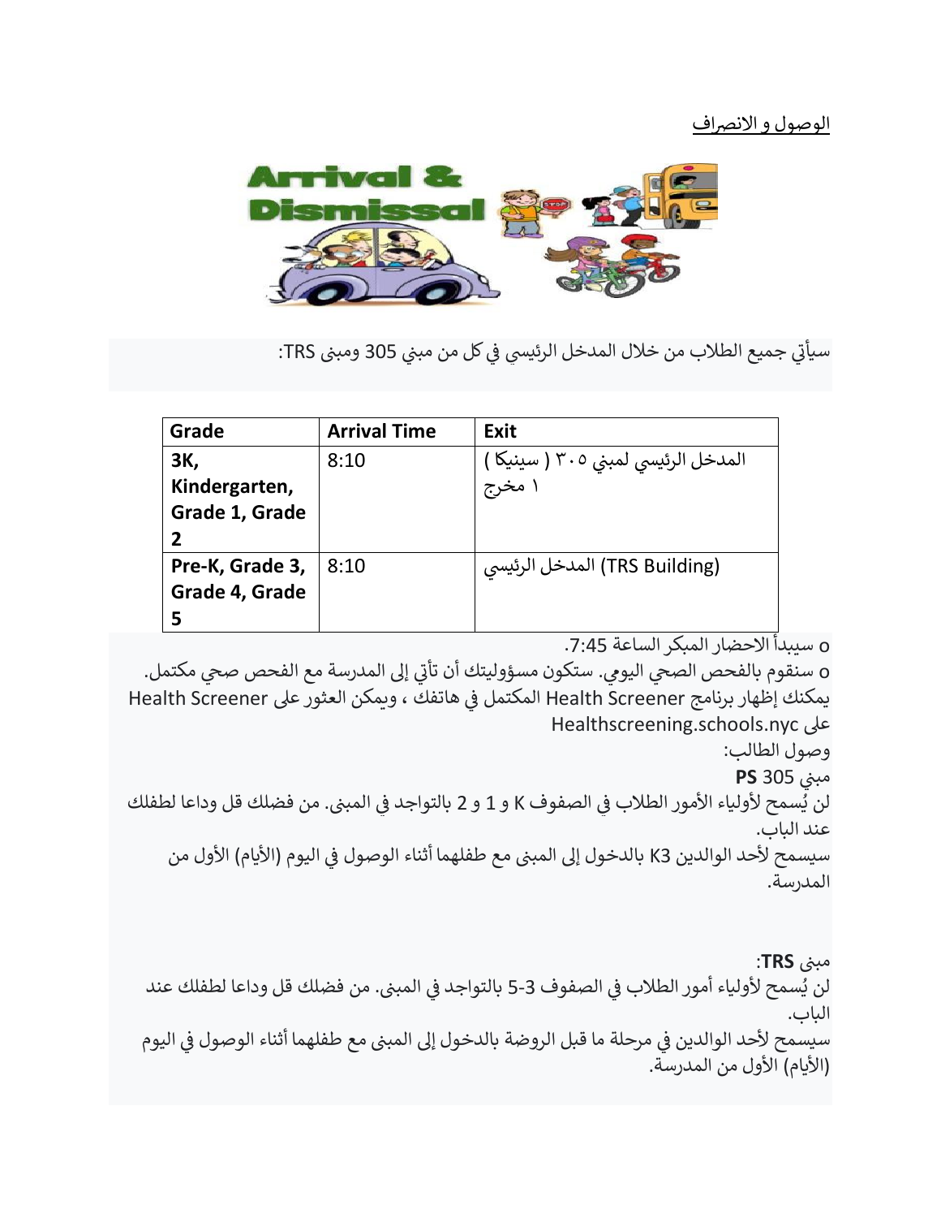<u>الوصول و الانصراف</u>

سيأتي جميع الطلاب من خلال المدخل الرئيسي في كل من مبني 305 ومبنى TRS:

| Grade | Arrival Time | Exit |
| --- | --- | --- |
| **3K, Kindergarten, Grade 1, Grade 2** | 8:10 | المدخل الرئيسي لمبني ٣٠٥ ( سينيكا ) ١ مخرج |
| **Pre-K, Grade 3, Grade 4, Grade 5** | 8:10 | (TRS Building) المدخل الرئيسي |

- سيبدأ الاحضار المبكر الساعة 7:45.
- سنقوم بالفحص الصحي اليومي. ستكون مسؤوليتك أن تأتي إلى المدرسة مع الفحص صحي مكتمل. يمكنك إظهار برنامج Health Screener المكتمل في هاتفك ، ويمكن العثور على Health Screener على Healthscreening.schools.nyc

وصول الطالب:

مبني 305 **PS**

لن يُسمح لأولياء الأمور الطلاب في الصفوف K و 1 و 2 بالتواجد في المبنى. من فضلك قل وداعا لطفلك عند الباب.

سيسمح لأحد الوالدين K3 بالدخول إلى المبنى مع طفلهما أثناء الوصول في اليوم (الأيام) الأول من المدرسة.

مبنى **TRS**:

لن يُسمح لأولياء أمور الطلاب في الصفوف 3-5 بالتواجد في المبنى. من فضلك قل وداعا لطفلك عند الباب.

سيسمح لأحد الوالدين في مرحلة ما قبل الروضة بالدخول إلى المبنى مع طفلهما أثناء الوصول في اليوم (الأيام) الأول من المدرسة.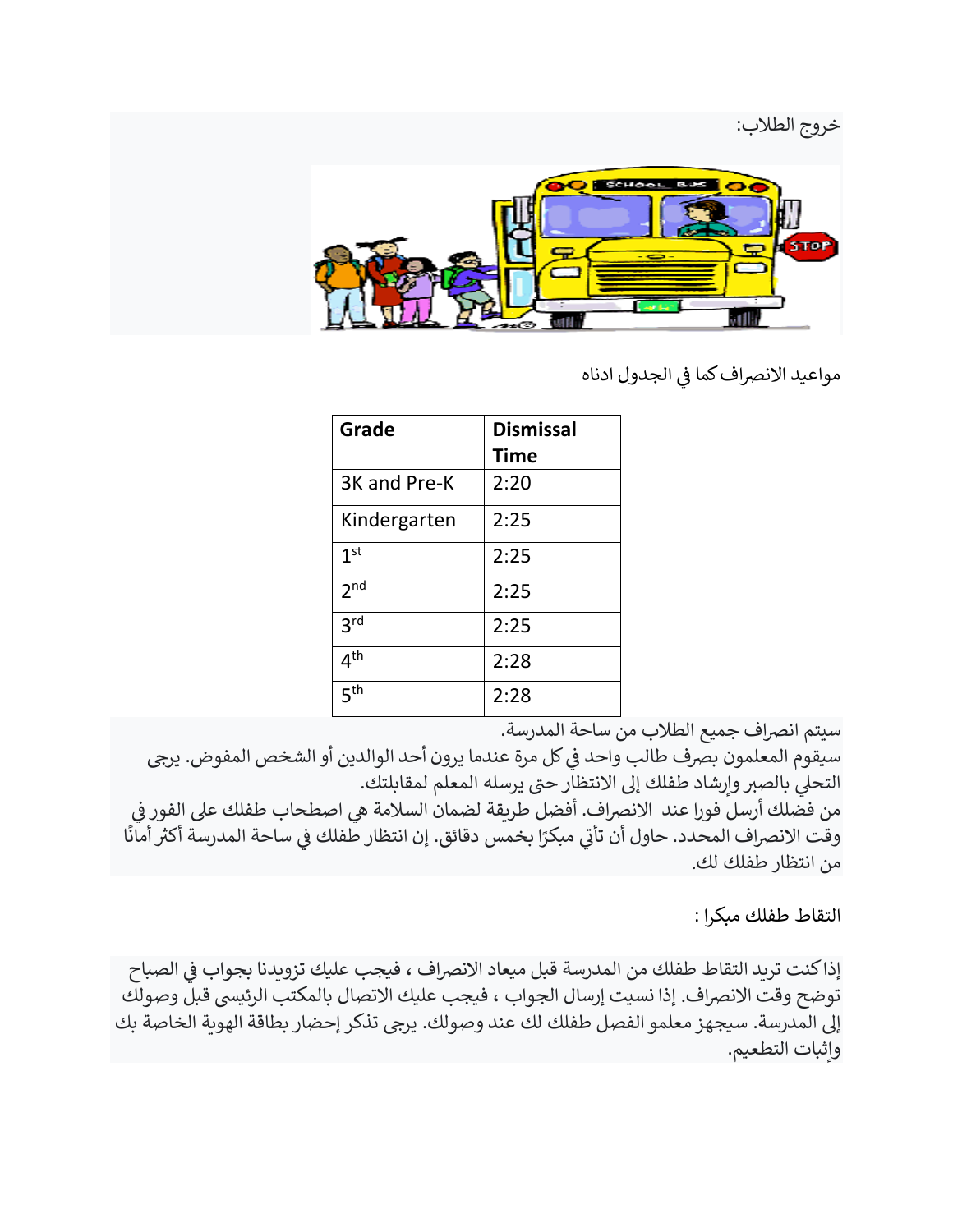خروج الطلاب:

مواعيد الانصراف كما في الجدول ادناه

| Grade | Dismissal Time |
|---|---|
| 3K and Pre-K | 2:20 |
| Kindergarten | 2:25 |
| 1st | 2:25 |
| 2nd | 2:25 |
| 3rd | 2:25 |
| 4th | 2:28 |
| 5th | 2:28 |

سيتم انصراف جميع الطلاب من ساحة المدرسة.
سيقوم المعلمون بصرف طالب واحد في كل مرة عندما يرون أحد الوالدين أو الشخص المفوض. يرجى التحلي بالصبر وإرشاد طفلك إلى الانتظار حتى يرسله المعلم لمقابلتك.
من فضلك أرسل فورا عند الانصراف. أفضل طريقة لضمان السلامة هي اصطحاب طفلك على الفور في وقت الانصراف المحدد. حاول أن تأتي مبكرًا بخمس دقائق. إن انتظار طفلك في ساحة المدرسة أكثر أمانًا من انتظار طفلك لك.

التقاط طفلك مبكرا :

إذا كنت تريد التقاط طفلك من المدرسة قبل ميعاد الانصراف ، فيجب عليك تزويدنا بجواب في الصباح توضح وقت الانصراف. إذا نسيت إرسال الجواب ، فيجب عليك الاتصال بالمكتب الرئيسي قبل وصولك إلى المدرسة. سيجهز معلمو الفصل طفلك لك عند وصولك. يرجى تذكر إحضار بطاقة الهوية الخاصة بك وإثبات التطعيم.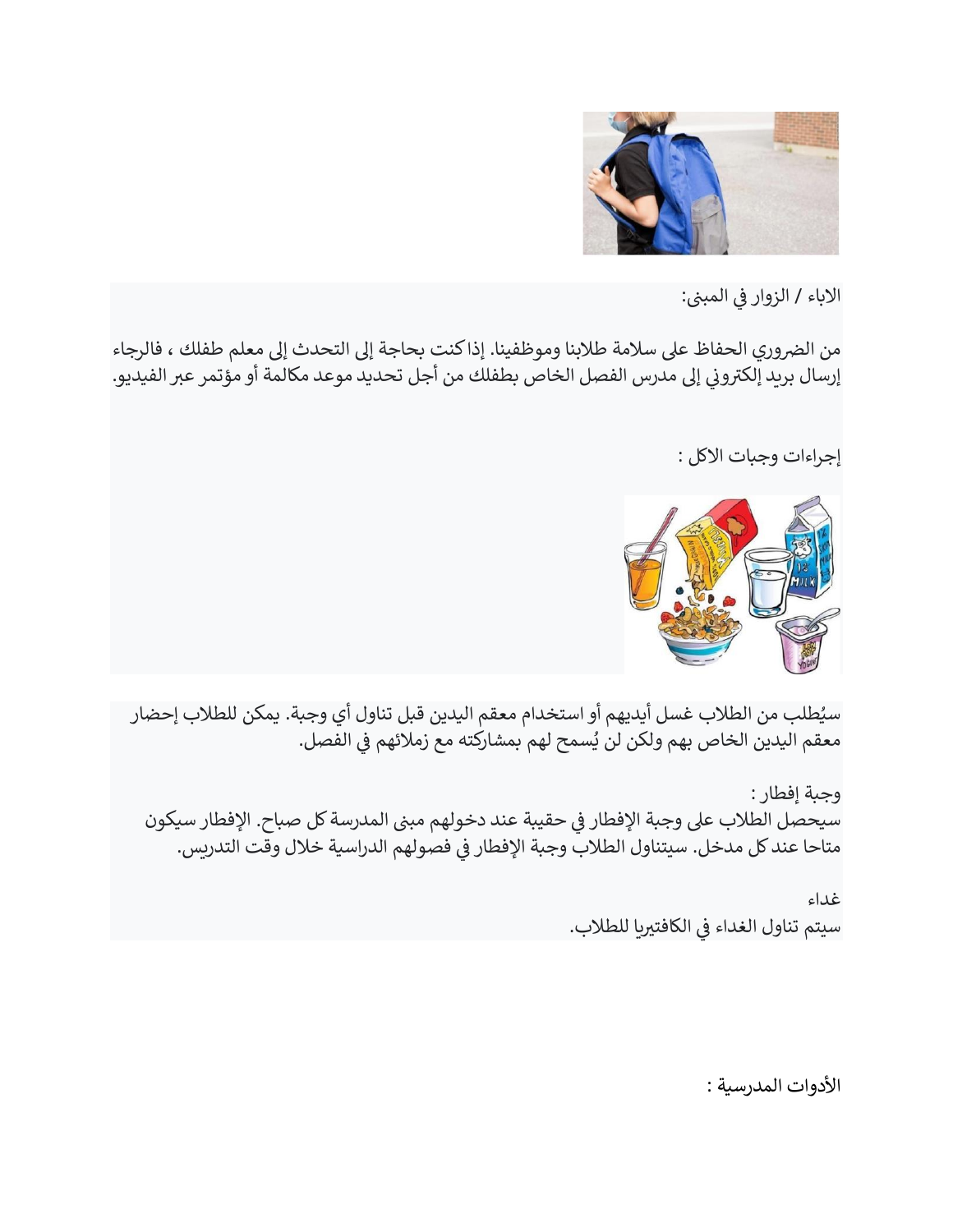الاباء / الزوار في المبنى:

من الضروري الحفاظ على سلامة طلابنا وموظفينا. إذا كنت بحاجة إلى التحدث إلى معلم طفلك ، فالرجاء إرسال بريد إلكتروني إلى مدرس الفصل الخاص بطفلك من أجل تحديد موعد مكالمة أو مؤتمر عبر الفيديو.

إجراءات وجبات الاكل :

سيُطلب من الطلاب غسل أيديهم أو استخدام معقم اليدين قبل تناول أي وجبة. يمكن للطلاب إحضار معقم اليدين الخاص بهم ولكن لن يُسمح لهم بمشاركته مع زملائهم في الفصل.

وجبة إفطار :
سيحصل الطلاب على وجبة الإفطار في حقيبة عند دخولهم مبنى المدرسة كل صباح. الإفطار سيكون متاحا عند كل مدخل. سيتناول الطلاب وجبة الإفطار في فصولهم الدراسية خلال وقت التدريس.

غداء
سيتم تناول الغداء في الكافتيريا للطلاب.

الأدوات المدرسية :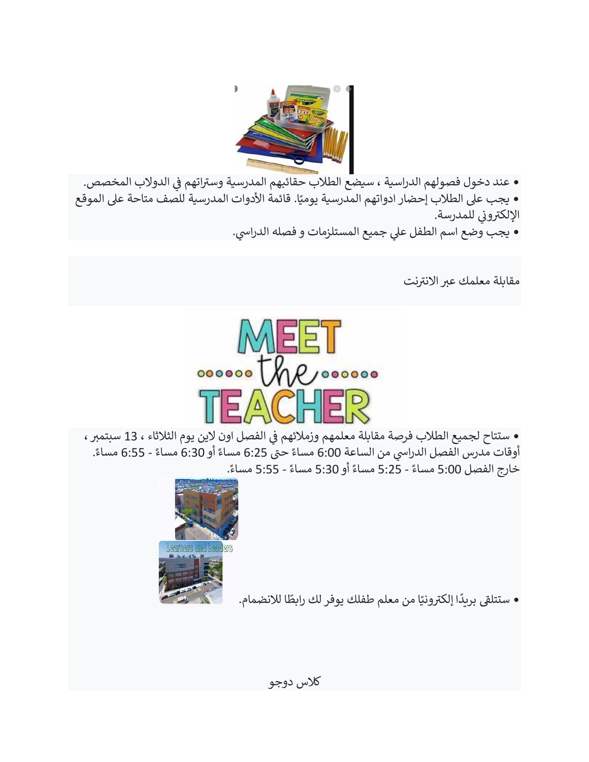- عند دخول فصولهم الدراسية ، سيضع الطلاب حقائبهم المدرسية وستراتهم في الدولاب المخصص.
- يجب على الطلاب إحضار ادواتهم المدرسية يوميًا. قائمة الأدوات المدرسية للصف متاحة على الموقع الإلكتروني للمدرسة.
- يجب وضع اسم الطفل علي جميع المستلزمات و فصله الدراسي.

مقابلة معلمك عبر الانترنت

- ستتاح لجميع الطلاب فرصة مقابلة معلمهم وزملائهم في الفصل اون لاين يوم الثلاثاء ، 13 سبتمبر ، أوقات مدرس الفصل الدراسي من الساعة 6:00 مساءً حتى 6:25 مساءً أو 6:30 مساءً - 6:55 مساءً. خارج الفصل 5:00 مساءً - 5:25 مساءً أو 5:30 مساءً - 5:55 مساءً.

- ستتلقى بريدًا إلكترونيًا من معلم طفلك يوفر لك رابطًا للانضمام.

كلاس دوجو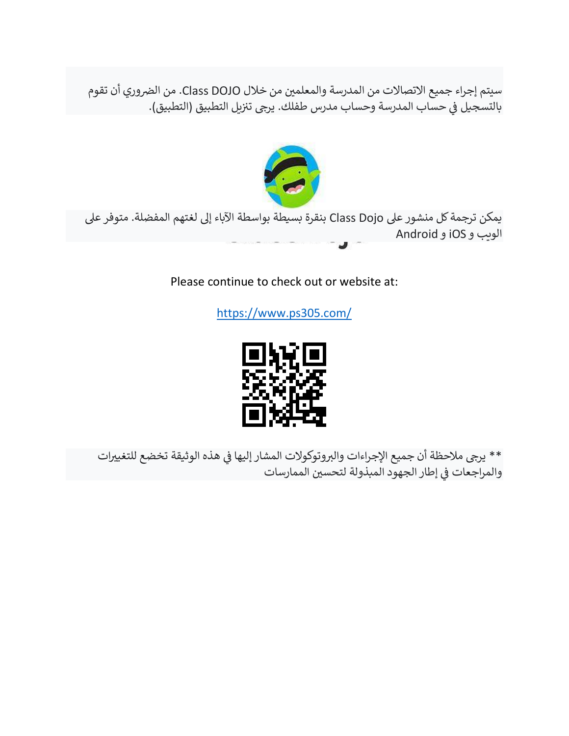سيتم إجراء جميع الاتصالات من المدرسة والمعلمين من خلال Class DOJO. من الضروري أن تقوم بالتسجيل في حساب المدرسة وحساب مدرس طفلك. يرجى تنزيل التطبيق (التطبيق).

يمكن ترجمة كل منشور على Class Dojo بنقرة بسيطة بواسطة الآباء إلى لغتهم المفضلة. متوفر على الويب و iOS و Android

Please continue to check out or website at:

https://www.ps305.com/

** يرجى ملاحظة أن جميع الإجراءات والبروتوكولات المشار إليها في هذه الوثيقة تخضع للتغييرات والمراجعات في إطار الجهود المبذولة لتحسين الممارسات